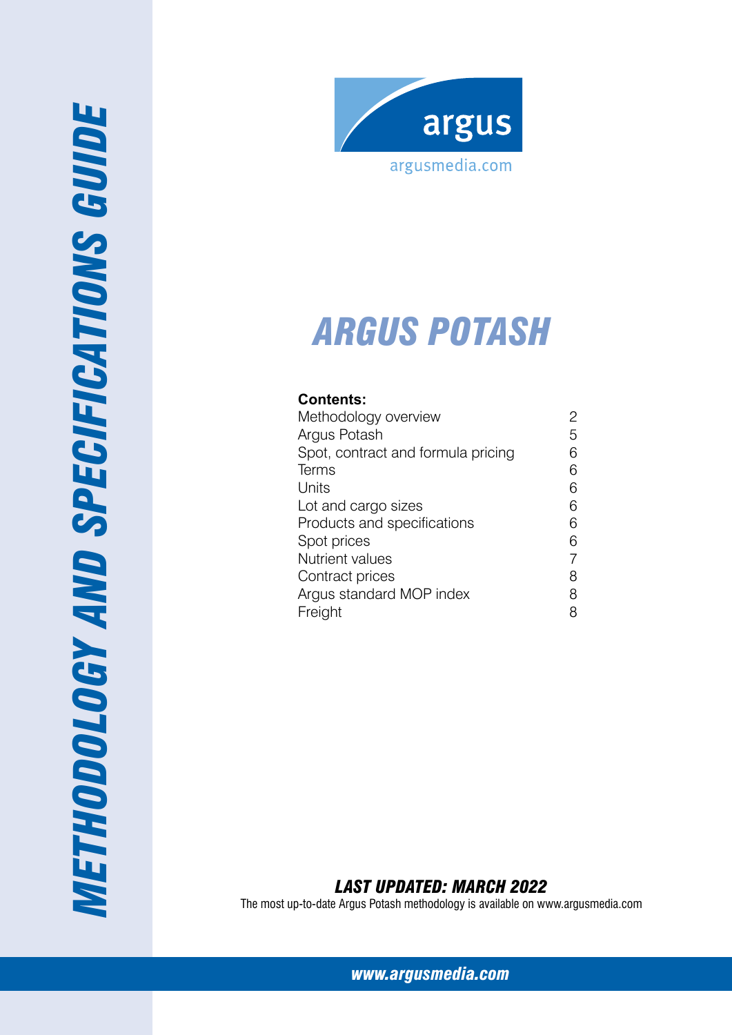# METHODOLOGY AND SPECIFICATIONS GUIDE

argus

argusmedia.com

# ARGUS POTASH

**Contents:**

| | |
|---|---|
| Methodology overview | 2 |
| Argus Potash | 5 |
| Spot, contract and formula pricing | 6 |
| Terms | 6 |
| Units | 6 |
| Lot and cargo sizes | 6 |
| Products and specifications | 6 |
| Spot prices | 6 |
| Nutrient values | 7 |
| Contract prices | 8 |
| Argus standard MOP index | 8 |
| Freight | 8 |

***LAST UPDATED: MARCH 2022***

The most up-to-date Argus Potash methodology is available on www.argusmedia.com

*www.argusmedia.com*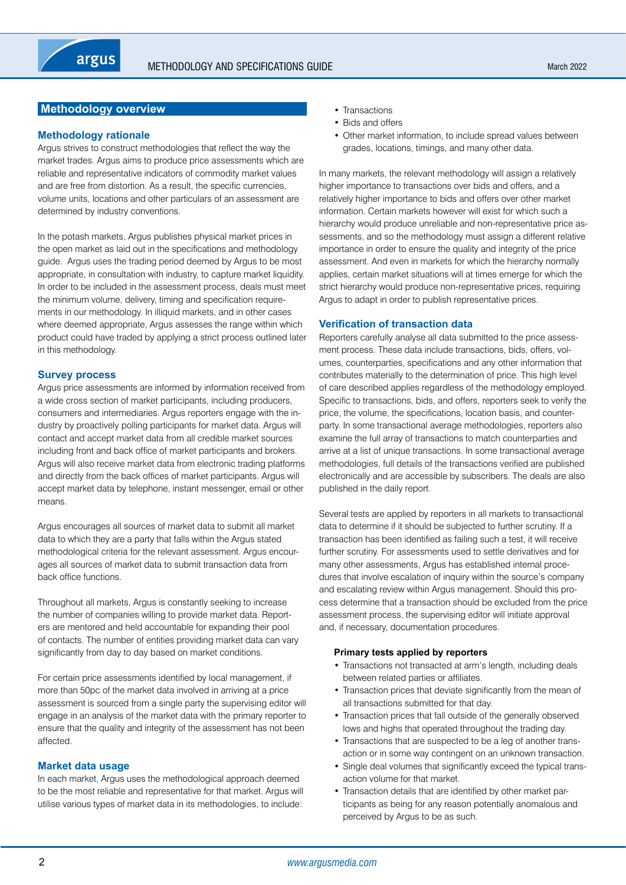## Methodology overview

### Methodology rationale

Argus strives to construct methodologies that reflect the way the market trades. Argus aims to produce price assessments which are reliable and representative indicators of commodity market values and are free from distortion. As a result, the specific currencies, volume units, locations and other particulars of an assessment are determined by industry conventions.

In the potash markets, Argus publishes physical market prices in the open market as laid out in the specifications and methodology guide. Argus uses the trading period deemed by Argus to be most appropriate, in consultation with industry, to capture market liquidity. In order to be included in the assessment process, deals must meet the minimum volume, delivery, timing and specification requirements in our methodology. In illiquid markets, and in other cases where deemed appropriate, Argus assesses the range within which product could have traded by applying a strict process outlined later in this methodology.

### Survey process

Argus price assessments are informed by information received from a wide cross section of market participants, including producers, consumers and intermediaries. Argus reporters engage with the industry by proactively polling participants for market data. Argus will contact and accept market data from all credible market sources including front and back office of market participants and brokers. Argus will also receive market data from electronic trading platforms and directly from the back offices of market participants. Argus will accept market data by telephone, instant messenger, email or other means.

Argus encourages all sources of market data to submit all market data to which they are a party that falls within the Argus stated methodological criteria for the relevant assessment. Argus encourages all sources of market data to submit transaction data from back office functions.

Throughout all markets, Argus is constantly seeking to increase the number of companies willing to provide market data. Reporters are mentored and held accountable for expanding their pool of contacts. The number of entities providing market data can vary significantly from day to day based on market conditions.

For certain price assessments identified by local management, if more than 50pc of the market data involved in arriving at a price assessment is sourced from a single party the supervising editor will engage in an analysis of the market data with the primary reporter to ensure that the quality and integrity of the assessment has not been affected.

### Market data usage

In each market, Argus uses the methodological approach deemed to be the most reliable and representative for that market. Argus will utilise various types of market data in its methodologies, to include:

- Transactions
- Bids and offers
- Other market information, to include spread values between grades, locations, timings, and many other data.

In many markets, the relevant methodology will assign a relatively higher importance to transactions over bids and offers, and a relatively higher importance to bids and offers over other market information. Certain markets however will exist for which such a hierarchy would produce unreliable and non-representative price assessments, and so the methodology must assign a different relative importance in order to ensure the quality and integrity of the price assessment. And even in markets for which the hierarchy normally applies, certain market situations will at times emerge for which the strict hierarchy would produce non-representative prices, requiring Argus to adapt in order to publish representative prices.

### Verification of transaction data

Reporters carefully analyse all data submitted to the price assessment process. These data include transactions, bids, offers, volumes, counterparties, specifications and any other information that contributes materially to the determination of price. This high level of care described applies regardless of the methodology employed. Specific to transactions, bids, and offers, reporters seek to verify the price, the volume, the specifications, location basis, and counterparty. In some transactional average methodologies, reporters also examine the full array of transactions to match counterparties and arrive at a list of unique transactions. In some transactional average methodologies, full details of the transactions verified are published electronically and are accessible by subscribers. The deals are also published in the daily report.

Several tests are applied by reporters in all markets to transactional data to determine if it should be subjected to further scrutiny. If a transaction has been identified as failing such a test, it will receive further scrutiny. For assessments used to settle derivatives and for many other assessments, Argus has established internal procedures that involve escalation of inquiry within the source's company and escalating review within Argus management. Should this process determine that a transaction should be excluded from the price assessment process, the supervising editor will initiate approval and, if necessary, documentation procedures.

**Primary tests applied by reporters**

- Transactions not transacted at arm's length, including deals between related parties or affiliates.
- Transaction prices that deviate significantly from the mean of all transactions submitted for that day.
- Transaction prices that fall outside of the generally observed lows and highs that operated throughout the trading day.
- Transactions that are suspected to be a leg of another transaction or in some way contingent on an unknown transaction.
- Single deal volumes that significantly exceed the typical transaction volume for that market.
- Transaction details that are identified by other market participants as being for any reason potentially anomalous and perceived by Argus to be as such.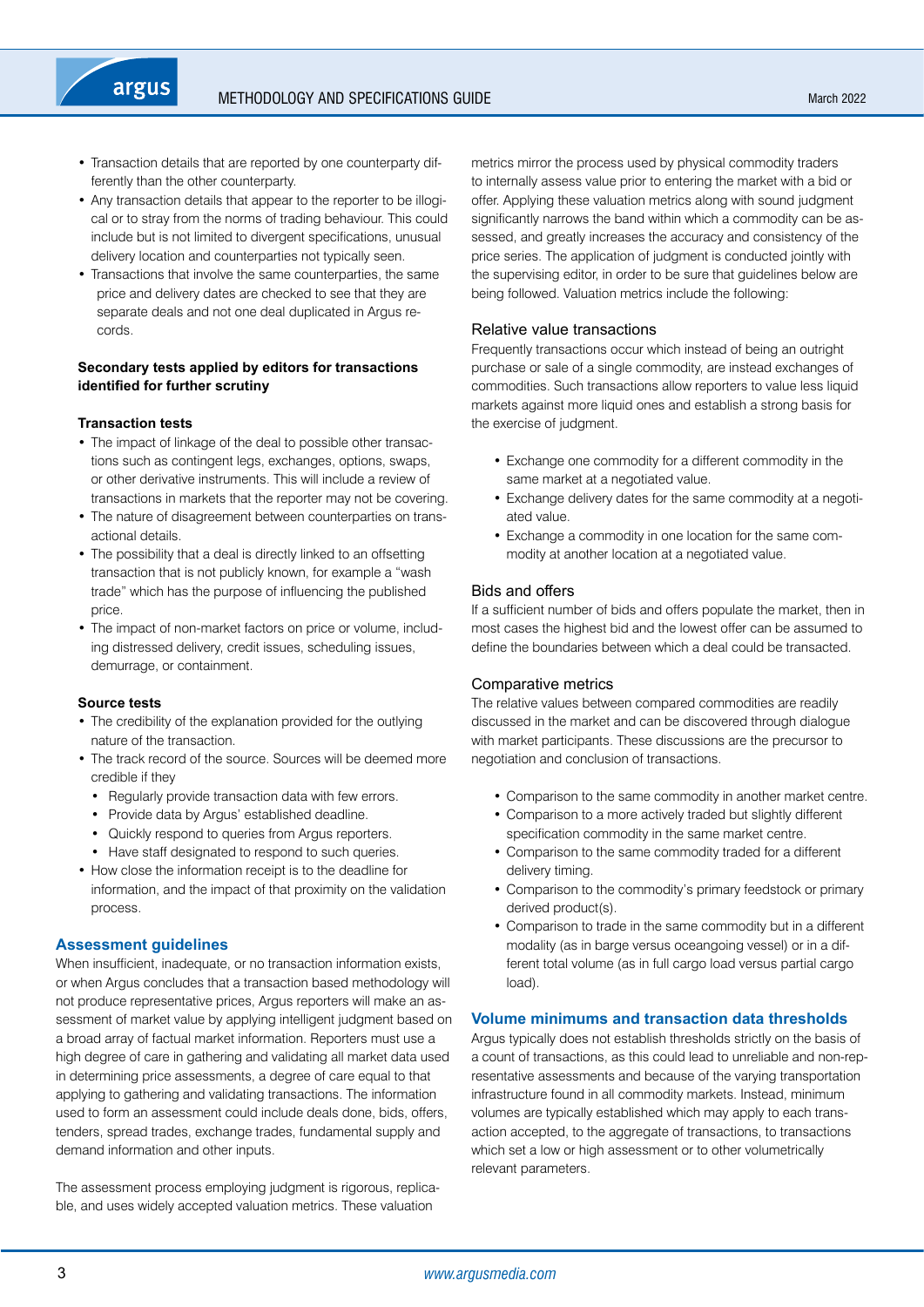- Transaction details that are reported by one counterparty differently than the other counterparty.
- Any transaction details that appear to the reporter to be illogical or to stray from the norms of trading behaviour. This could include but is not limited to divergent specifications, unusual delivery location and counterparties not typically seen.
- Transactions that involve the same counterparties, the same price and delivery dates are checked to see that they are separate deals and not one deal duplicated in Argus records.

**Secondary tests applied by editors for transactions identified for further scrutiny**

**Transaction tests**

- The impact of linkage of the deal to possible other transactions such as contingent legs, exchanges, options, swaps, or other derivative instruments. This will include a review of transactions in markets that the reporter may not be covering.
- The nature of disagreement between counterparties on transactional details.
- The possibility that a deal is directly linked to an offsetting transaction that is not publicly known, for example a "wash trade" which has the purpose of influencing the published price.
- The impact of non-market factors on price or volume, including distressed delivery, credit issues, scheduling issues, demurrage, or containment.

**Source tests**

- The credibility of the explanation provided for the outlying nature of the transaction.
- The track record of the source. Sources will be deemed more credible if they
  - Regularly provide transaction data with few errors.
  - Provide data by Argus' established deadline.
  - Quickly respond to queries from Argus reporters.
  - Have staff designated to respond to such queries.
- How close the information receipt is to the deadline for information, and the impact of that proximity on the validation process.

## Assessment guidelines

When insufficient, inadequate, or no transaction information exists, or when Argus concludes that a transaction based methodology will not produce representative prices, Argus reporters will make an assessment of market value by applying intelligent judgment based on a broad array of factual market information. Reporters must use a high degree of care in gathering and validating all market data used in determining price assessments, a degree of care equal to that applying to gathering and validating transactions. The information used to form an assessment could include deals done, bids, offers, tenders, spread trades, exchange trades, fundamental supply and demand information and other inputs.

The assessment process employing judgment is rigorous, replicable, and uses widely accepted valuation metrics. These valuation metrics mirror the process used by physical commodity traders to internally assess value prior to entering the market with a bid or offer. Applying these valuation metrics along with sound judgment significantly narrows the band within which a commodity can be assessed, and greatly increases the accuracy and consistency of the price series. The application of judgment is conducted jointly with the supervising editor, in order to be sure that guidelines below are being followed. Valuation metrics include the following:

### Relative value transactions

Frequently transactions occur which instead of being an outright purchase or sale of a single commodity, are instead exchanges of commodities. Such transactions allow reporters to value less liquid markets against more liquid ones and establish a strong basis for the exercise of judgment.

- Exchange one commodity for a different commodity in the same market at a negotiated value.
- Exchange delivery dates for the same commodity at a negotiated value.
- Exchange a commodity in one location for the same commodity at another location at a negotiated value.

### Bids and offers

If a sufficient number of bids and offers populate the market, then in most cases the highest bid and the lowest offer can be assumed to define the boundaries between which a deal could be transacted.

### Comparative metrics

The relative values between compared commodities are readily discussed in the market and can be discovered through dialogue with market participants. These discussions are the precursor to negotiation and conclusion of transactions.

- Comparison to the same commodity in another market centre.
- Comparison to a more actively traded but slightly different specification commodity in the same market centre.
- Comparison to the same commodity traded for a different delivery timing.
- Comparison to the commodity's primary feedstock or primary derived product(s).
- Comparison to trade in the same commodity but in a different modality (as in barge versus oceangoing vessel) or in a different total volume (as in full cargo load versus partial cargo load).

## Volume minimums and transaction data thresholds

Argus typically does not establish thresholds strictly on the basis of a count of transactions, as this could lead to unreliable and non-representative assessments and because of the varying transportation infrastructure found in all commodity markets. Instead, minimum volumes are typically established which may apply to each transaction accepted, to the aggregate of transactions, to transactions which set a low or high assessment or to other volumetrically relevant parameters.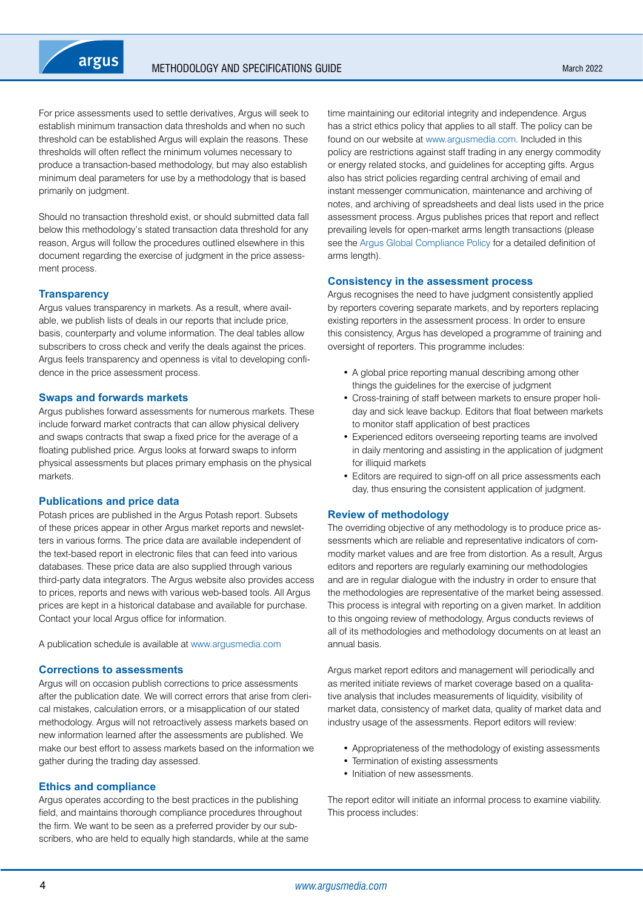For price assessments used to settle derivatives, Argus will seek to establish minimum transaction data thresholds and when no such threshold can be established Argus will explain the reasons. These thresholds will often reflect the minimum volumes necessary to produce a transaction-based methodology, but may also establish minimum deal parameters for use by a methodology that is based primarily on judgment.

Should no transaction threshold exist, or should submitted data fall below this methodology's stated transaction data threshold for any reason, Argus will follow the procedures outlined elsewhere in this document regarding the exercise of judgment in the price assessment process.

### Transparency

Argus values transparency in markets. As a result, where available, we publish lists of deals in our reports that include price, basis, counterparty and volume information. The deal tables allow subscribers to cross check and verify the deals against the prices. Argus feels transparency and openness is vital to developing confidence in the price assessment process.

### Swaps and forwards markets

Argus publishes forward assessments for numerous markets. These include forward market contracts that can allow physical delivery and swaps contracts that swap a fixed price for the average of a floating published price. Argus looks at forward swaps to inform physical assessments but places primary emphasis on the physical markets.

### Publications and price data

Potash prices are published in the Argus Potash report. Subsets of these prices appear in other Argus market reports and newsletters in various forms. The price data are available independent of the text-based report in electronic files that can feed into various databases. These price data are also supplied through various third-party data integrators. The Argus website also provides access to prices, reports and news with various web-based tools. All Argus prices are kept in a historical database and available for purchase. Contact your local Argus office for information.

A publication schedule is available at www.argusmedia.com

### Corrections to assessments

Argus will on occasion publish corrections to price assessments after the publication date. We will correct errors that arise from clerical mistakes, calculation errors, or a misapplication of our stated methodology. Argus will not retroactively assess markets based on new information learned after the assessments are published. We make our best effort to assess markets based on the information we gather during the trading day assessed.

### Ethics and compliance

Argus operates according to the best practices in the publishing field, and maintains thorough compliance procedures throughout the firm. We want to be seen as a preferred provider by our subscribers, who are held to equally high standards, while at the same time maintaining our editorial integrity and independence. Argus has a strict ethics policy that applies to all staff. The policy can be found on our website at www.argusmedia.com. Included in this policy are restrictions against staff trading in any energy commodity or energy related stocks, and guidelines for accepting gifts. Argus also has strict policies regarding central archiving of email and instant messenger communication, maintenance and archiving of notes, and archiving of spreadsheets and deal lists used in the price assessment process. Argus publishes prices that report and reflect prevailing levels for open-market arms length transactions (please see the Argus Global Compliance Policy for a detailed definition of arms length).

### Consistency in the assessment process

Argus recognises the need to have judgment consistently applied by reporters covering separate markets, and by reporters replacing existing reporters in the assessment process. In order to ensure this consistency, Argus has developed a programme of training and oversight of reporters. This programme includes:

- A global price reporting manual describing among other things the guidelines for the exercise of judgment
- Cross-training of staff between markets to ensure proper holiday and sick leave backup. Editors that float between markets to monitor staff application of best practices
- Experienced editors overseeing reporting teams are involved in daily mentoring and assisting in the application of judgment for illiquid markets
- Editors are required to sign-off on all price assessments each day, thus ensuring the consistent application of judgment.

### Review of methodology

The overriding objective of any methodology is to produce price assessments which are reliable and representative indicators of commodity market values and are free from distortion. As a result, Argus editors and reporters are regularly examining our methodologies and are in regular dialogue with the industry in order to ensure that the methodologies are representative of the market being assessed. This process is integral with reporting on a given market. In addition to this ongoing review of methodology, Argus conducts reviews of all of its methodologies and methodology documents on at least an annual basis.

Argus market report editors and management will periodically and as merited initiate reviews of market coverage based on a qualitative analysis that includes measurements of liquidity, visibility of market data, consistency of market data, quality of market data and industry usage of the assessments. Report editors will review:

- Appropriateness of the methodology of existing assessments
- Termination of existing assessments
- Initiation of new assessments.

The report editor will initiate an informal process to examine viability. This process includes: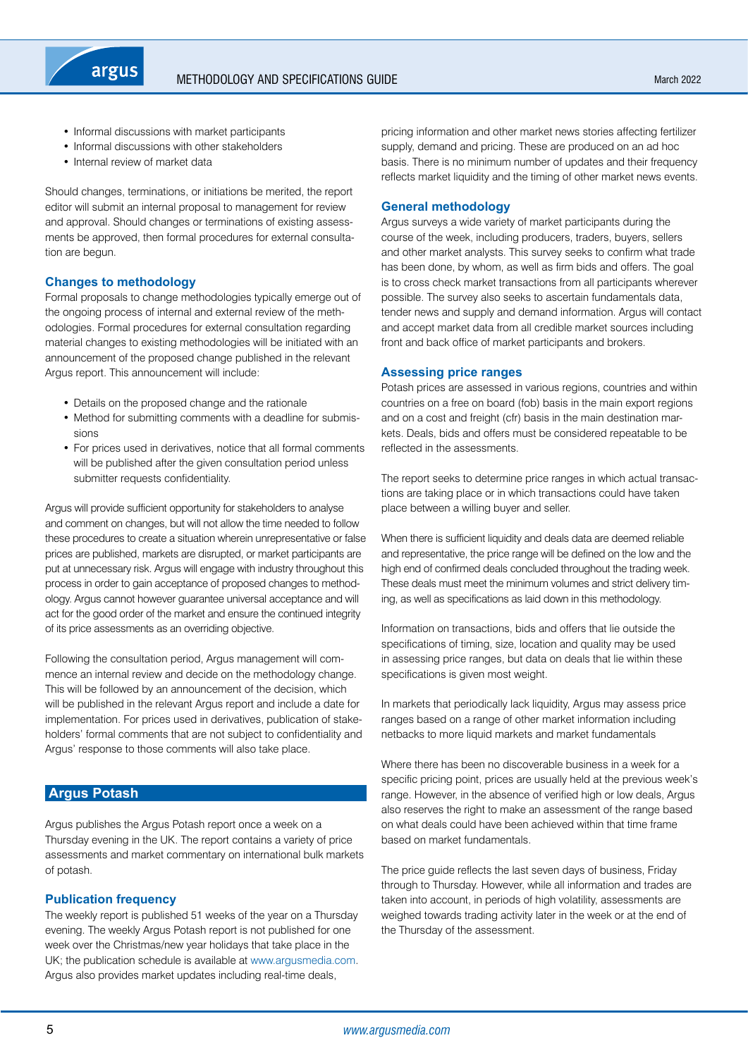- Informal discussions with market participants
- Informal discussions with other stakeholders
- Internal review of market data

Should changes, terminations, or initiations be merited, the report editor will submit an internal proposal to management for review and approval. Should changes or terminations of existing assessments be approved, then formal procedures for external consultation are begun.

### Changes to methodology

Formal proposals to change methodologies typically emerge out of the ongoing process of internal and external review of the methodologies. Formal procedures for external consultation regarding material changes to existing methodologies will be initiated with an announcement of the proposed change published in the relevant Argus report. This announcement will include:

- Details on the proposed change and the rationale
- Method for submitting comments with a deadline for submissions
- For prices used in derivatives, notice that all formal comments will be published after the given consultation period unless submitter requests confidentiality.

Argus will provide sufficient opportunity for stakeholders to analyse and comment on changes, but will not allow the time needed to follow these procedures to create a situation wherein unrepresentative or false prices are published, markets are disrupted, or market participants are put at unnecessary risk. Argus will engage with industry throughout this process in order to gain acceptance of proposed changes to methodology. Argus cannot however guarantee universal acceptance and will act for the good order of the market and ensure the continued integrity of its price assessments as an overriding objective.

Following the consultation period, Argus management will commence an internal review and decide on the methodology change. This will be followed by an announcement of the decision, which will be published in the relevant Argus report and include a date for implementation. For prices used in derivatives, publication of stakeholders' formal comments that are not subject to confidentiality and Argus' response to those comments will also take place.

## Argus Potash

Argus publishes the Argus Potash report once a week on a Thursday evening in the UK. The report contains a variety of price assessments and market commentary on international bulk markets of potash.

### Publication frequency

The weekly report is published 51 weeks of the year on a Thursday evening. The weekly Argus Potash report is not published for one week over the Christmas/new year holidays that take place in the UK; the publication schedule is available at www.argusmedia.com. Argus also provides market updates including real-time deals, pricing information and other market news stories affecting fertilizer supply, demand and pricing. These are produced on an ad hoc basis. There is no minimum number of updates and their frequency reflects market liquidity and the timing of other market news events.

### General methodology

Argus surveys a wide variety of market participants during the course of the week, including producers, traders, buyers, sellers and other market analysts. This survey seeks to confirm what trade has been done, by whom, as well as firm bids and offers. The goal is to cross check market transactions from all participants wherever possible. The survey also seeks to ascertain fundamentals data, tender news and supply and demand information. Argus will contact and accept market data from all credible market sources including front and back office of market participants and brokers.

### Assessing price ranges

Potash prices are assessed in various regions, countries and within countries on a free on board (fob) basis in the main export regions and on a cost and freight (cfr) basis in the main destination markets. Deals, bids and offers must be considered repeatable to be reflected in the assessments.

The report seeks to determine price ranges in which actual transactions are taking place or in which transactions could have taken place between a willing buyer and seller.

When there is sufficient liquidity and deals data are deemed reliable and representative, the price range will be defined on the low and the high end of confirmed deals concluded throughout the trading week. These deals must meet the minimum volumes and strict delivery timing, as well as specifications as laid down in this methodology.

Information on transactions, bids and offers that lie outside the specifications of timing, size, location and quality may be used in assessing price ranges, but data on deals that lie within these specifications is given most weight.

In markets that periodically lack liquidity, Argus may assess price ranges based on a range of other market information including netbacks to more liquid markets and market fundamentals

Where there has been no discoverable business in a week for a specific pricing point, prices are usually held at the previous week's range. However, in the absence of verified high or low deals, Argus also reserves the right to make an assessment of the range based on what deals could have been achieved within that time frame based on market fundamentals.

The price guide reflects the last seven days of business, Friday through to Thursday. However, while all information and trades are taken into account, in periods of high volatility, assessments are weighed towards trading activity later in the week or at the end of the Thursday of the assessment.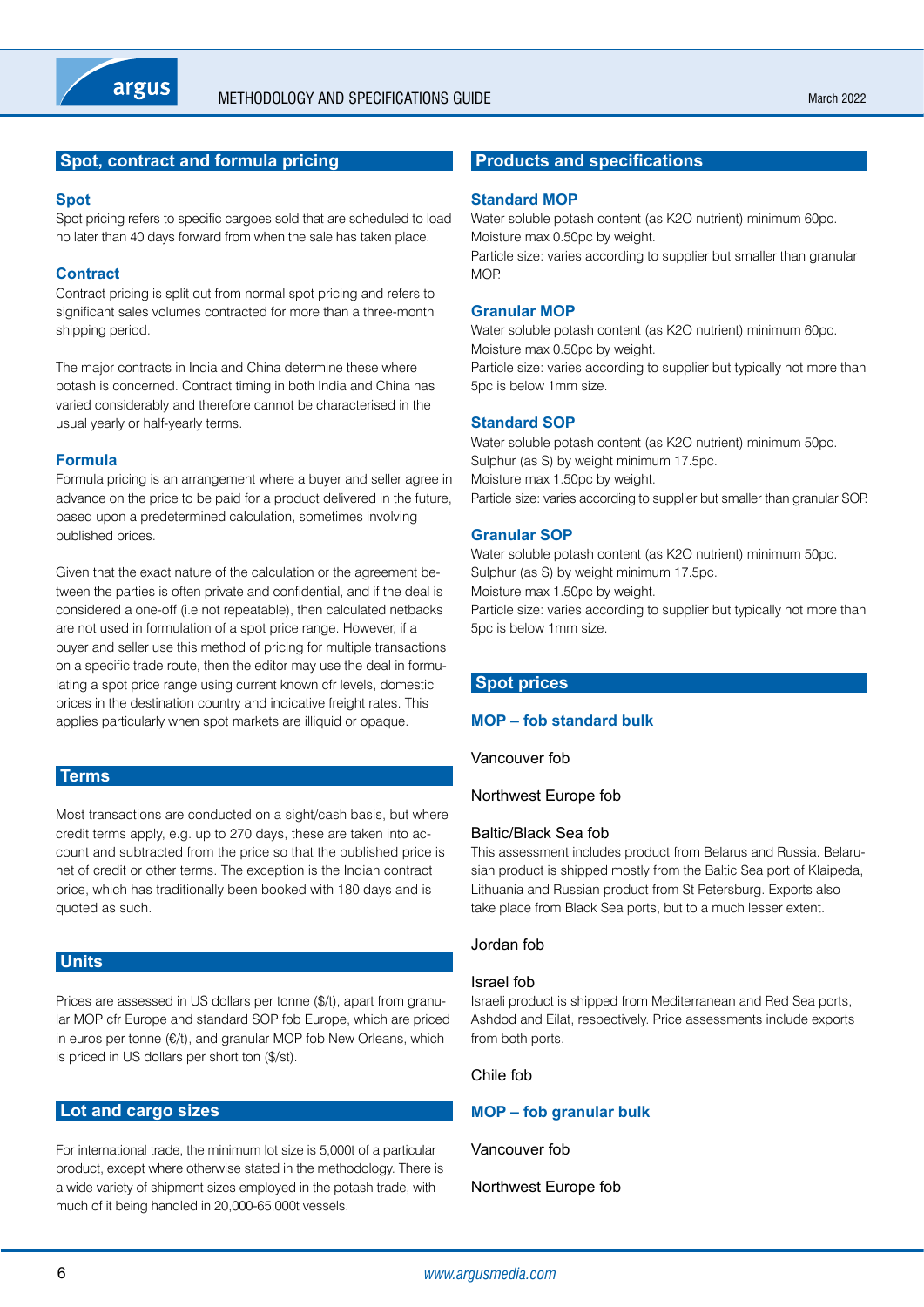## Spot, contract and formula pricing

### Spot

Spot pricing refers to specific cargoes sold that are scheduled to load no later than 40 days forward from when the sale has taken place.

### Contract

Contract pricing is split out from normal spot pricing and refers to significant sales volumes contracted for more than a three-month shipping period.

The major contracts in India and China determine these where potash is concerned. Contract timing in both India and China has varied considerably and therefore cannot be characterised in the usual yearly or half-yearly terms.

### Formula

Formula pricing is an arrangement where a buyer and seller agree in advance on the price to be paid for a product delivered in the future, based upon a predetermined calculation, sometimes involving published prices.

Given that the exact nature of the calculation or the agreement between the parties is often private and confidential, and if the deal is considered a one-off (i.e not repeatable), then calculated netbacks are not used in formulation of a spot price range. However, if a buyer and seller use this method of pricing for multiple transactions on a specific trade route, then the editor may use the deal in formulating a spot price range using current known cfr levels, domestic prices in the destination country and indicative freight rates. This applies particularly when spot markets are illiquid or opaque.

## Terms

Most transactions are conducted on a sight/cash basis, but where credit terms apply, e.g. up to 270 days, these are taken into account and subtracted from the price so that the published price is net of credit or other terms. The exception is the Indian contract price, which has traditionally been booked with 180 days and is quoted as such.

## Units

Prices are assessed in US dollars per tonne ($/t), apart from granular MOP cfr Europe and standard SOP fob Europe, which are priced in euros per tonne (€/t), and granular MOP fob New Orleans, which is priced in US dollars per short ton ($/st).

## Lot and cargo sizes

For international trade, the minimum lot size is 5,000t of a particular product, except where otherwise stated in the methodology. There is a wide variety of shipment sizes employed in the potash trade, with much of it being handled in 20,000-65,000t vessels.

## Products and specifications

### Standard MOP

Water soluble potash content (as K2O nutrient) minimum 60pc.
Moisture max 0.50pc by weight.
Particle size: varies according to supplier but smaller than granular MOP.

### Granular MOP

Water soluble potash content (as K2O nutrient) minimum 60pc.
Moisture max 0.50pc by weight.
Particle size: varies according to supplier but typically not more than 5pc is below 1mm size.

### Standard SOP

Water soluble potash content (as K2O nutrient) minimum 50pc.
Sulphur (as S) by weight minimum 17.5pc.
Moisture max 1.50pc by weight.
Particle size: varies according to supplier but smaller than granular SOP.

### Granular SOP

Water soluble potash content (as K2O nutrient) minimum 50pc.
Sulphur (as S) by weight minimum 17.5pc.
Moisture max 1.50pc by weight.
Particle size: varies according to supplier but typically not more than 5pc is below 1mm size.

## Spot prices

### MOP – fob standard bulk

Vancouver fob

Northwest Europe fob

Baltic/Black Sea fob

This assessment includes product from Belarus and Russia. Belarusian product is shipped mostly from the Baltic Sea port of Klaipeda, Lithuania and Russian product from St Petersburg. Exports also take place from Black Sea ports, but to a much lesser extent.

Jordan fob

Israel fob

Israeli product is shipped from Mediterranean and Red Sea ports, Ashdod and Eilat, respectively. Price assessments include exports from both ports.

Chile fob

### MOP – fob granular bulk

Vancouver fob

Northwest Europe fob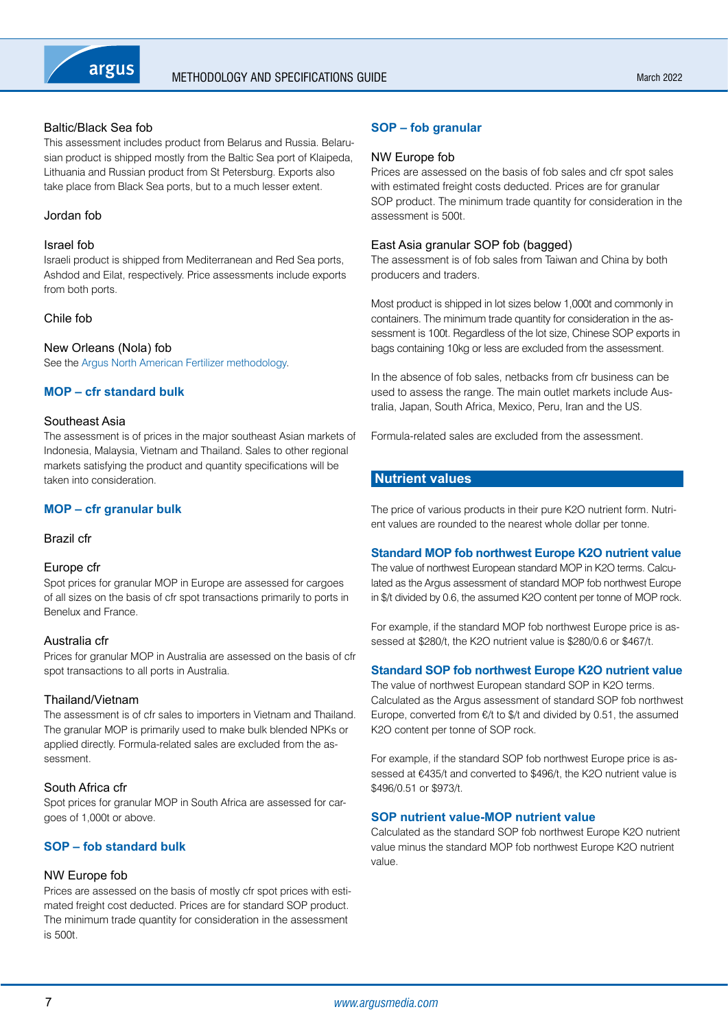### Baltic/Black Sea fob

This assessment includes product from Belarus and Russia. Belarusian product is shipped mostly from the Baltic Sea port of Klaipeda, Lithuania and Russian product from St Petersburg. Exports also take place from Black Sea ports, but to a much lesser extent.

### Jordan fob

### Israel fob

Israeli product is shipped from Mediterranean and Red Sea ports, Ashdod and Eilat, respectively. Price assessments include exports from both ports.

### Chile fob

### New Orleans (Nola) fob

See the Argus North American Fertilizer methodology.

## MOP – cfr standard bulk

### Southeast Asia

The assessment is of prices in the major southeast Asian markets of Indonesia, Malaysia, Vietnam and Thailand. Sales to other regional markets satisfying the product and quantity specifications will be taken into consideration.

## MOP – cfr granular bulk

### Brazil cfr

### Europe cfr

Spot prices for granular MOP in Europe are assessed for cargoes of all sizes on the basis of cfr spot transactions primarily to ports in Benelux and France.

### Australia cfr

Prices for granular MOP in Australia are assessed on the basis of cfr spot transactions to all ports in Australia.

### Thailand/Vietnam

The assessment is of cfr sales to importers in Vietnam and Thailand. The granular MOP is primarily used to make bulk blended NPKs or applied directly. Formula-related sales are excluded from the assessment.

### South Africa cfr

Spot prices for granular MOP in South Africa are assessed for cargoes of 1,000t or above.

## SOP – fob standard bulk

### NW Europe fob

Prices are assessed on the basis of mostly cfr spot prices with estimated freight cost deducted. Prices are for standard SOP product. The minimum trade quantity for consideration in the assessment is 500t.

## SOP – fob granular

### NW Europe fob

Prices are assessed on the basis of fob sales and cfr spot sales with estimated freight costs deducted. Prices are for granular SOP product. The minimum trade quantity for consideration in the assessment is 500t.

### East Asia granular SOP fob (bagged)

The assessment is of fob sales from Taiwan and China by both producers and traders.

Most product is shipped in lot sizes below 1,000t and commonly in containers. The minimum trade quantity for consideration in the assessment is 100t. Regardless of the lot size, Chinese SOP exports in bags containing 10kg or less are excluded from the assessment.

In the absence of fob sales, netbacks from cfr business can be used to assess the range. The main outlet markets include Australia, Japan, South Africa, Mexico, Peru, Iran and the US.

Formula-related sales are excluded from the assessment.

# Nutrient values

The price of various products in their pure $K_2O$ nutrient form. Nutrient values are rounded to the nearest whole dollar per tonne.

## Standard MOP fob northwest Europe K2O nutrient value

The value of northwest European standard MOP in $K_2O$ terms. Calculated as the Argus assessment of standard MOP fob northwest Europe in $/t divided by 0.6, the assumed $K_2O$ content per tonne of MOP rock.

For example, if the standard MOP fob northwest Europe price is assessed at $280/t, the $K_2O$ nutrient value is $280/0.6 or $467/t.

## Standard SOP fob northwest Europe K2O nutrient value

The value of northwest European standard SOP in $K_2O$ terms. Calculated as the Argus assessment of standard SOP fob northwest Europe, converted from €/t to $/t and divided by 0.51, the assumed $K_2O$ content per tonne of SOP rock.

For example, if the standard SOP fob northwest Europe price is assessed at €435/t and converted to $496/t, the $K_2O$ nutrient value is $496/0.51 or $973/t.

## SOP nutrient value-MOP nutrient value

Calculated as the standard SOP fob northwest Europe $K_2O$ nutrient value minus the standard MOP fob northwest Europe $K_2O$ nutrient value.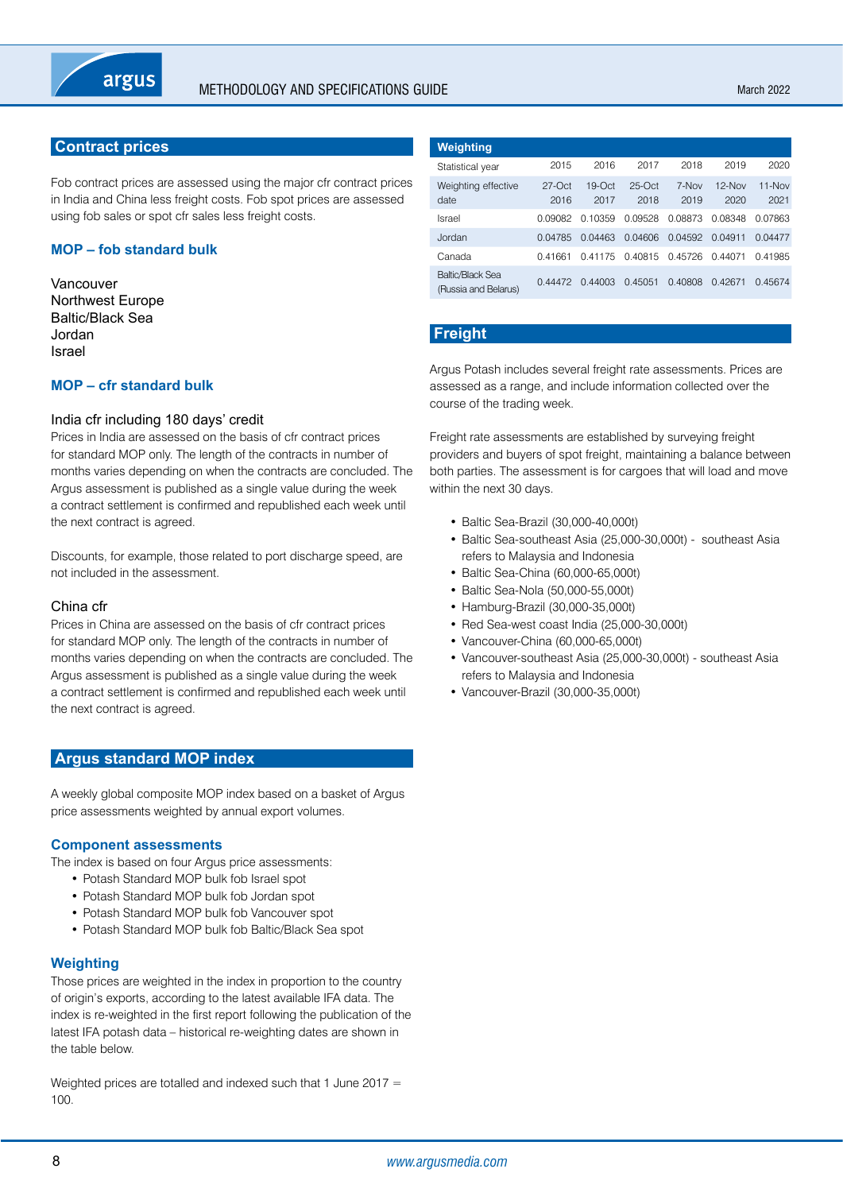## Contract prices

Fob contract prices are assessed using the major cfr contract prices in India and China less freight costs. Fob spot prices are assessed using fob sales or spot cfr sales less freight costs.

### MOP – fob standard bulk

Vancouver
Northwest Europe
Baltic/Black Sea
Jordan
Israel

### MOP – cfr standard bulk

India cfr including 180 days' credit

Prices in India are assessed on the basis of cfr contract prices for standard MOP only. The length of the contracts in number of months varies depending on when the contracts are concluded. The Argus assessment is published as a single value during the week a contract settlement is confirmed and republished each week until the next contract is agreed.

Discounts, for example, those related to port discharge speed, are not included in the assessment.

China cfr

Prices in China are assessed on the basis of cfr contract prices for standard MOP only. The length of the contracts in number of months varies depending on when the contracts are concluded. The Argus assessment is published as a single value during the week a contract settlement is confirmed and republished each week until the next contract is agreed.

## Argus standard MOP index

A weekly global composite MOP index based on a basket of Argus price assessments weighted by annual export volumes.

### Component assessments

The index is based on four Argus price assessments:

- Potash Standard MOP bulk fob Israel spot
- Potash Standard MOP bulk fob Jordan spot
- Potash Standard MOP bulk fob Vancouver spot
- Potash Standard MOP bulk fob Baltic/Black Sea spot

### Weighting

Those prices are weighted in the index in proportion to the country of origin's exports, according to the latest available IFA data. The index is re-weighted in the first report following the publication of the latest IFA potash data – historical re-weighting dates are shown in the table below.

Weighted prices are totalled and indexed such that 1 June 2017 = 100.

| Weighting | | | | | | |
|---|---|---|---|---|---|---|
| Statistical year | 2015 | 2016 | 2017 | 2018 | 2019 | 2020 |
| Weighting effective date | 27-Oct 2016 | 19-Oct 2017 | 25-Oct 2018 | 7-Nov 2019 | 12-Nov 2020 | 11-Nov 2021 |
| Israel | 0.09082 | 0.10359 | 0.09528 | 0.08873 | 0.08348 | 0.07863 |
| Jordan | 0.04785 | 0.04463 | 0.04606 | 0.04592 | 0.04911 | 0.04477 |
| Canada | 0.41661 | 0.41175 | 0.40815 | 0.45726 | 0.44071 | 0.41985 |
| Baltic/Black Sea (Russia and Belarus) | 0.44472 | 0.44003 | 0.45051 | 0.40808 | 0.42671 | 0.45674 |

## Freight

Argus Potash includes several freight rate assessments. Prices are assessed as a range, and include information collected over the course of the trading week.

Freight rate assessments are established by surveying freight providers and buyers of spot freight, maintaining a balance between both parties. The assessment is for cargoes that will load and move within the next 30 days.

- Baltic Sea-Brazil (30,000-40,000t)
- Baltic Sea-southeast Asia (25,000-30,000t) - southeast Asia refers to Malaysia and Indonesia
- Baltic Sea-China (60,000-65,000t)
- Baltic Sea-Nola (50,000-55,000t)
- Hamburg-Brazil (30,000-35,000t)
- Red Sea-west coast India (25,000-30,000t)
- Vancouver-China (60,000-65,000t)
- Vancouver-southeast Asia (25,000-30,000t) - southeast Asia refers to Malaysia and Indonesia
- Vancouver-Brazil (30,000-35,000t)